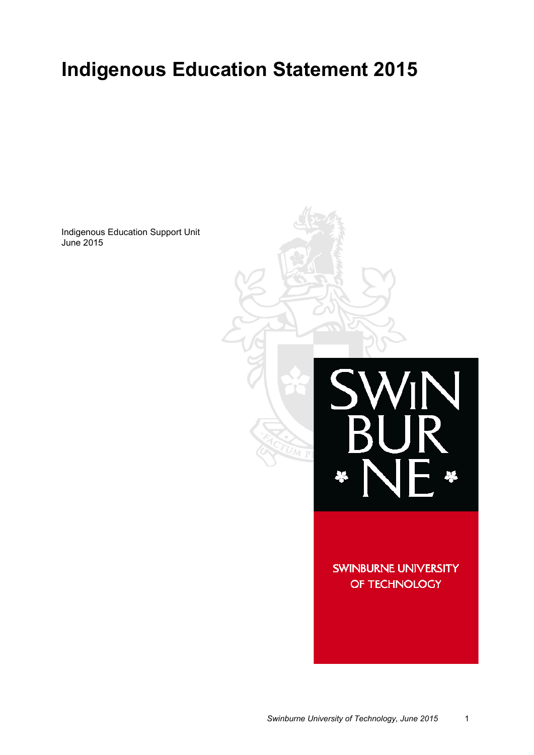# Indigenous Education Statement 2015

Indigenous Education Support Unit
June 2015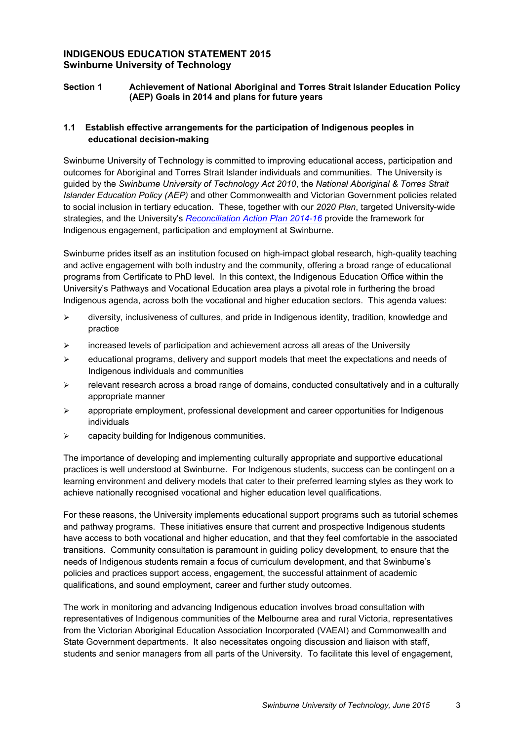# INDIGENOUS EDUCATION STATEMENT 2015
## Swinburne University of Technology

## Section 1 Achievement of National Aboriginal and Torres Strait Islander Education Policy (AEP) Goals in 2014 and plans for future years

### 1.1 Establish effective arrangements for the participation of Indigenous peoples in educational decision-making

Swinburne University of Technology is committed to improving educational access, participation and outcomes for Aboriginal and Torres Strait Islander individuals and communities. The University is guided by the *Swinburne University of Technology Act 2010*, the *National Aboriginal & Torres Strait Islander Education Policy (AEP)* and other Commonwealth and Victorian Government policies related to social inclusion in tertiary education. These, together with our *2020 Plan*, targeted University-wide strategies, and the University's *Reconciliation Action Plan 2014-16* provide the framework for Indigenous engagement, participation and employment at Swinburne.

Swinburne prides itself as an institution focused on high-impact global research, high-quality teaching and active engagement with both industry and the community, offering a broad range of educational programs from Certificate to PhD level. In this context, the Indigenous Education Office within the University's Pathways and Vocational Education area plays a pivotal role in furthering the broad Indigenous agenda, across both the vocational and higher education sectors. This agenda values:

- diversity, inclusiveness of cultures, and pride in Indigenous identity, tradition, knowledge and practice
- increased levels of participation and achievement across all areas of the University
- educational programs, delivery and support models that meet the expectations and needs of Indigenous individuals and communities
- relevant research across a broad range of domains, conducted consultatively and in a culturally appropriate manner
- appropriate employment, professional development and career opportunities for Indigenous individuals
- capacity building for Indigenous communities.

The importance of developing and implementing culturally appropriate and supportive educational practices is well understood at Swinburne. For Indigenous students, success can be contingent on a learning environment and delivery models that cater to their preferred learning styles as they work to achieve nationally recognised vocational and higher education level qualifications.

For these reasons, the University implements educational support programs such as tutorial schemes and pathway programs. These initiatives ensure that current and prospective Indigenous students have access to both vocational and higher education, and that they feel comfortable in the associated transitions. Community consultation is paramount in guiding policy development, to ensure that the needs of Indigenous students remain a focus of curriculum development, and that Swinburne's policies and practices support access, engagement, the successful attainment of academic qualifications, and sound employment, career and further study outcomes.

The work in monitoring and advancing Indigenous education involves broad consultation with representatives of Indigenous communities of the Melbourne area and rural Victoria, representatives from the Victorian Aboriginal Education Association Incorporated (VAEAI) and Commonwealth and State Government departments. It also necessitates ongoing discussion and liaison with staff, students and senior managers from all parts of the University. To facilitate this level of engagement,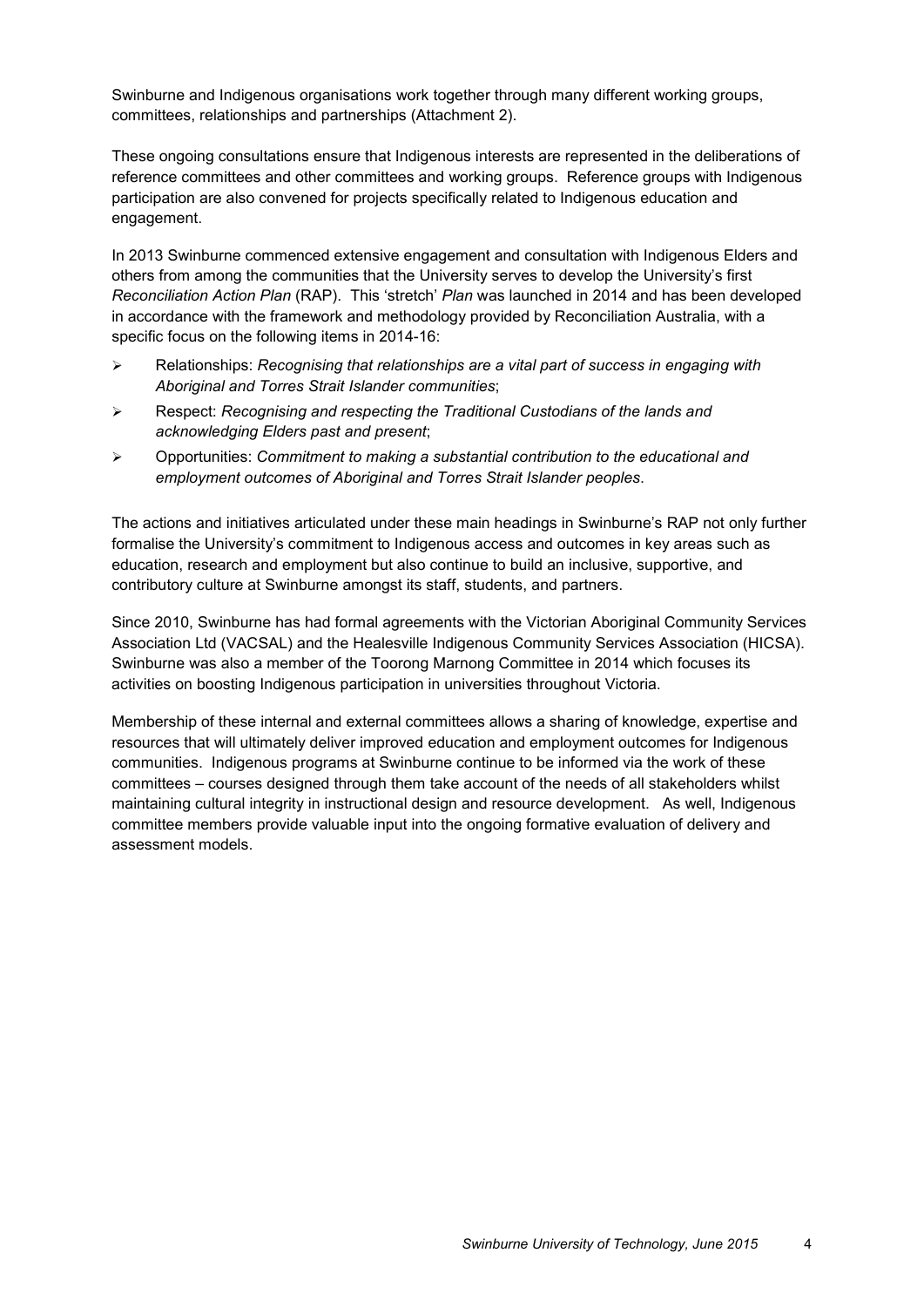Swinburne and Indigenous organisations work together through many different working groups, committees, relationships and partnerships (Attachment 2).

These ongoing consultations ensure that Indigenous interests are represented in the deliberations of reference committees and other committees and working groups. Reference groups with Indigenous participation are also convened for projects specifically related to Indigenous education and engagement.

In 2013 Swinburne commenced extensive engagement and consultation with Indigenous Elders and others from among the communities that the University serves to develop the University's first *Reconciliation Action Plan* (RAP). This 'stretch' *Plan* was launched in 2014 and has been developed in accordance with the framework and methodology provided by Reconciliation Australia, with a specific focus on the following items in 2014-16:

- Relationships: *Recognising that relationships are a vital part of success in engaging with Aboriginal and Torres Strait Islander communities*;
- Respect: *Recognising and respecting the Traditional Custodians of the lands and acknowledging Elders past and present*;
- Opportunities: *Commitment to making a substantial contribution to the educational and employment outcomes of Aboriginal and Torres Strait Islander peoples*.

The actions and initiatives articulated under these main headings in Swinburne's RAP not only further formalise the University's commitment to Indigenous access and outcomes in key areas such as education, research and employment but also continue to build an inclusive, supportive, and contributory culture at Swinburne amongst its staff, students, and partners.

Since 2010, Swinburne has had formal agreements with the Victorian Aboriginal Community Services Association Ltd (VACSAL) and the Healesville Indigenous Community Services Association (HICSA). Swinburne was also a member of the Toorong Marnong Committee in 2014 which focuses its activities on boosting Indigenous participation in universities throughout Victoria.

Membership of these internal and external committees allows a sharing of knowledge, expertise and resources that will ultimately deliver improved education and employment outcomes for Indigenous communities. Indigenous programs at Swinburne continue to be informed via the work of these committees – courses designed through them take account of the needs of all stakeholders whilst maintaining cultural integrity in instructional design and resource development. As well, Indigenous committee members provide valuable input into the ongoing formative evaluation of delivery and assessment models.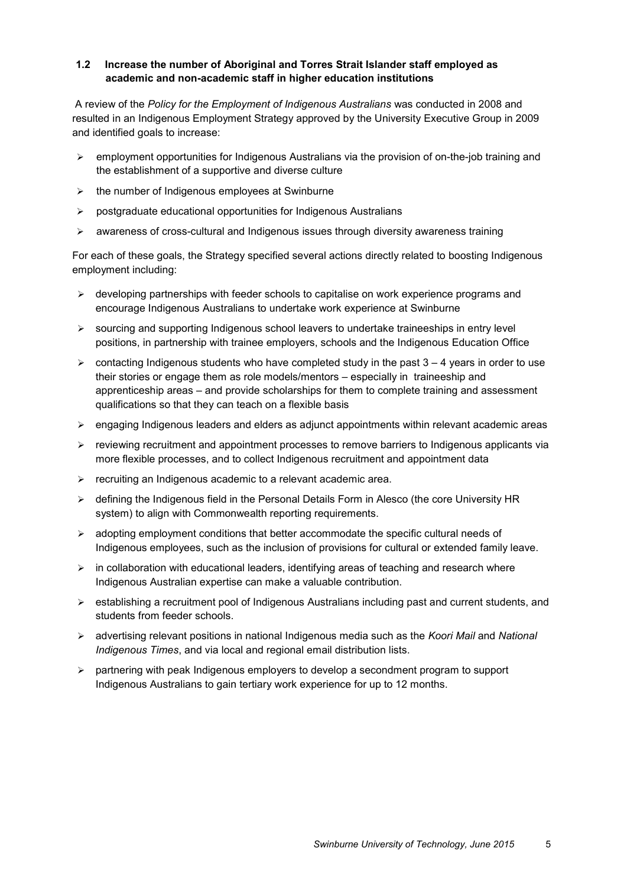### 1.2 Increase the number of Aboriginal and Torres Strait Islander staff employed as academic and non-academic staff in higher education institutions

A review of the *Policy for the Employment of Indigenous Australians* was conducted in 2008 and resulted in an Indigenous Employment Strategy approved by the University Executive Group in 2009 and identified goals to increase:

- employment opportunities for Indigenous Australians via the provision of on-the-job training and the establishment of a supportive and diverse culture
- the number of Indigenous employees at Swinburne
- postgraduate educational opportunities for Indigenous Australians
- awareness of cross-cultural and Indigenous issues through diversity awareness training

For each of these goals, the Strategy specified several actions directly related to boosting Indigenous employment including:

- developing partnerships with feeder schools to capitalise on work experience programs and encourage Indigenous Australians to undertake work experience at Swinburne
- sourcing and supporting Indigenous school leavers to undertake traineeships in entry level positions, in partnership with trainee employers, schools and the Indigenous Education Office
- contacting Indigenous students who have completed study in the past 3 – 4 years in order to use their stories or engage them as role models/mentors – especially in traineeship and apprenticeship areas – and provide scholarships for them to complete training and assessment qualifications so that they can teach on a flexible basis
- engaging Indigenous leaders and elders as adjunct appointments within relevant academic areas
- reviewing recruitment and appointment processes to remove barriers to Indigenous applicants via more flexible processes, and to collect Indigenous recruitment and appointment data
- recruiting an Indigenous academic to a relevant academic area.
- defining the Indigenous field in the Personal Details Form in Alesco (the core University HR system) to align with Commonwealth reporting requirements.
- adopting employment conditions that better accommodate the specific cultural needs of Indigenous employees, such as the inclusion of provisions for cultural or extended family leave.
- in collaboration with educational leaders, identifying areas of teaching and research where Indigenous Australian expertise can make a valuable contribution.
- establishing a recruitment pool of Indigenous Australians including past and current students, and students from feeder schools.
- advertising relevant positions in national Indigenous media such as the *Koori Mail* and *National Indigenous Times*, and via local and regional email distribution lists.
- partnering with peak Indigenous employers to develop a secondment program to support Indigenous Australians to gain tertiary work experience for up to 12 months.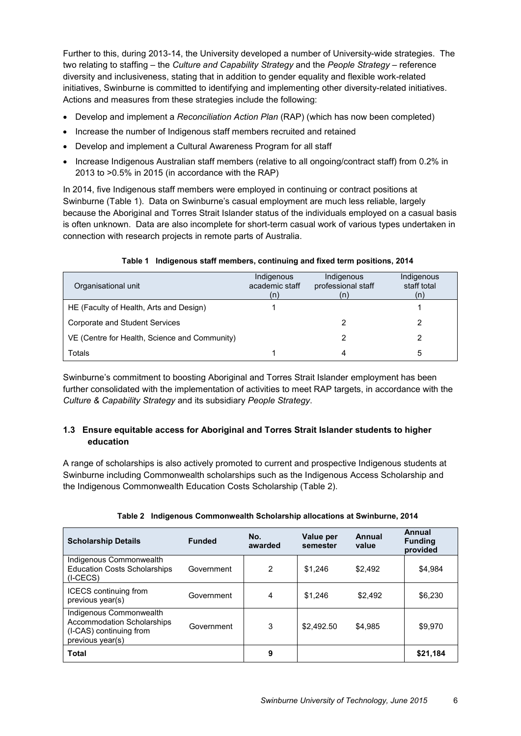Further to this, during 2013-14, the University developed a number of University-wide strategies. The two relating to staffing – the *Culture and Capability Strategy* and the *People Strategy* – reference diversity and inclusiveness, stating that in addition to gender equality and flexible work-related initiatives, Swinburne is committed to identifying and implementing other diversity-related initiatives. Actions and measures from these strategies include the following:

- Develop and implement a *Reconciliation Action Plan* (RAP) (which has now been completed)
- Increase the number of Indigenous staff members recruited and retained
- Develop and implement a Cultural Awareness Program for all staff
- Increase Indigenous Australian staff members (relative to all ongoing/contract staff) from 0.2% in 2013 to >0.5% in 2015 (in accordance with the RAP)

In 2014, five Indigenous staff members were employed in continuing or contract positions at Swinburne (Table 1). Data on Swinburne's casual employment are much less reliable, largely because the Aboriginal and Torres Strait Islander status of the individuals employed on a casual basis is often unknown. Data are also incomplete for short-term casual work of various types undertaken in connection with research projects in remote parts of Australia.

**Table 1 Indigenous staff members, continuing and fixed term positions, 2014**

| Organisational unit | Indigenous academic staff (n) | Indigenous professional staff (n) | Indigenous staff total (n) |
|---|---|---|---|
| HE (Faculty of Health, Arts and Design) | 1 | | 1 |
| Corporate and Student Services | | 2 | 2 |
| VE (Centre for Health, Science and Community) | | 2 | 2 |
| Totals | 1 | 4 | 5 |

Swinburne's commitment to boosting Aboriginal and Torres Strait Islander employment has been further consolidated with the implementation of activities to meet RAP targets, in accordance with the *Culture & Capability Strategy* and its subsidiary *People Strategy*.

### 1.3 Ensure equitable access for Aboriginal and Torres Strait Islander students to higher education

A range of scholarships is also actively promoted to current and prospective Indigenous students at Swinburne including Commonwealth scholarships such as the Indigenous Access Scholarship and the Indigenous Commonwealth Education Costs Scholarship (Table 2).

**Table 2 Indigenous Commonwealth Scholarship allocations at Swinburne, 2014**

| Scholarship Details | Funded | No. awarded | Value per semester | Annual value | Annual Funding provided |
|---|---|---|---|---|---|
| Indigenous Commonwealth Education Costs Scholarships (I-CECS) | Government | 2 | $1,246 | $2,492 | $4,984 |
| ICECS continuing from previous year(s) | Government | 4 | $1,246 | $2,492 | $6,230 |
| Indigenous Commonwealth Accommodation Scholarships (I-CAS) continuing from previous year(s) | Government | 3 | $2,492.50 | $4,985 | $9,970 |
| **Total** | | **9** | | | **$21,184** |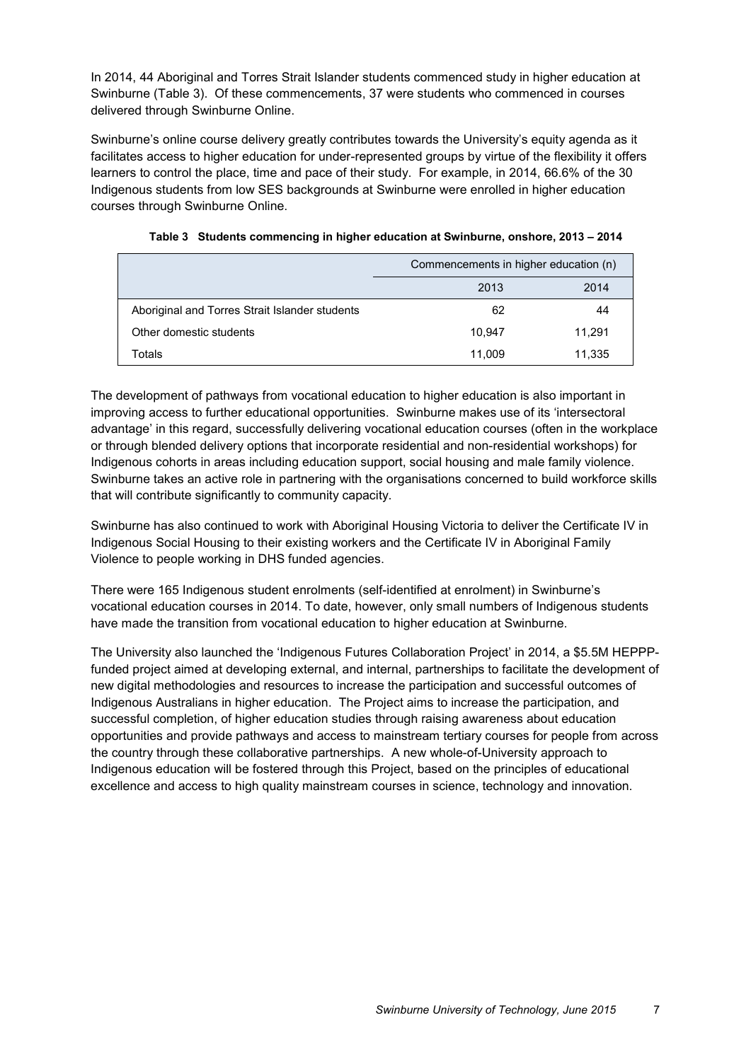In 2014, 44 Aboriginal and Torres Strait Islander students commenced study in higher education at Swinburne (Table 3). Of these commencements, 37 were students who commenced in courses delivered through Swinburne Online.

Swinburne's online course delivery greatly contributes towards the University's equity agenda as it facilitates access to higher education for under-represented groups by virtue of the flexibility it offers learners to control the place, time and pace of their study. For example, in 2014, 66.6% of the 30 Indigenous students from low SES backgrounds at Swinburne were enrolled in higher education courses through Swinburne Online.

**Table 3 Students commencing in higher education at Swinburne, onshore, 2013 – 2014**

| | Commencements in higher education (n) | |
|---|---|---|
| | 2013 | 2014 |
| Aboriginal and Torres Strait Islander students | 62 | 44 |
| Other domestic students | 10,947 | 11,291 |
| Totals | 11,009 | 11,335 |

The development of pathways from vocational education to higher education is also important in improving access to further educational opportunities. Swinburne makes use of its 'intersectoral advantage' in this regard, successfully delivering vocational education courses (often in the workplace or through blended delivery options that incorporate residential and non-residential workshops) for Indigenous cohorts in areas including education support, social housing and male family violence. Swinburne takes an active role in partnering with the organisations concerned to build workforce skills that will contribute significantly to community capacity.

Swinburne has also continued to work with Aboriginal Housing Victoria to deliver the Certificate IV in Indigenous Social Housing to their existing workers and the Certificate IV in Aboriginal Family Violence to people working in DHS funded agencies.

There were 165 Indigenous student enrolments (self-identified at enrolment) in Swinburne's vocational education courses in 2014. To date, however, only small numbers of Indigenous students have made the transition from vocational education to higher education at Swinburne.

The University also launched the 'Indigenous Futures Collaboration Project' in 2014, a $5.5M HEPPP-funded project aimed at developing external, and internal, partnerships to facilitate the development of new digital methodologies and resources to increase the participation and successful outcomes of Indigenous Australians in higher education. The Project aims to increase the participation, and successful completion, of higher education studies through raising awareness about education opportunities and provide pathways and access to mainstream tertiary courses for people from across the country through these collaborative partnerships. A new whole-of-University approach to Indigenous education will be fostered through this Project, based on the principles of educational excellence and access to high quality mainstream courses in science, technology and innovation.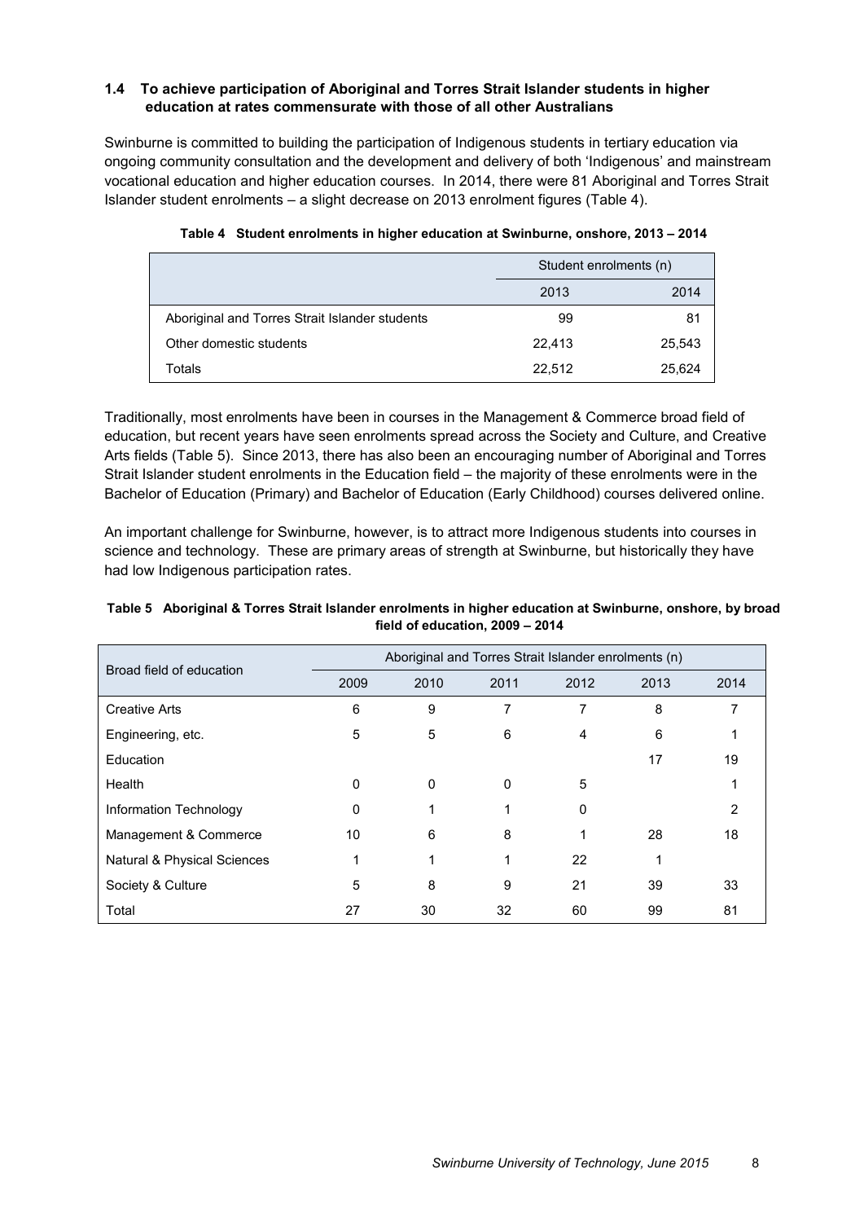### 1.4 To achieve participation of Aboriginal and Torres Strait Islander students in higher education at rates commensurate with those of all other Australians

Swinburne is committed to building the participation of Indigenous students in tertiary education via ongoing community consultation and the development and delivery of both 'Indigenous' and mainstream vocational education and higher education courses. In 2014, there were 81 Aboriginal and Torres Strait Islander student enrolments – a slight decrease on 2013 enrolment figures (Table 4).

**Table 4 Student enrolments in higher education at Swinburne, onshore, 2013 – 2014**

| | Student enrolments (n) | |
|---|---|---|
| | 2013 | 2014 |
| Aboriginal and Torres Strait Islander students | 99 | 81 |
| Other domestic students | 22,413 | 25,543 |
| Totals | 22,512 | 25,624 |

Traditionally, most enrolments have been in courses in the Management & Commerce broad field of education, but recent years have seen enrolments spread across the Society and Culture, and Creative Arts fields (Table 5). Since 2013, there has also been an encouraging number of Aboriginal and Torres Strait Islander student enrolments in the Education field – the majority of these enrolments were in the Bachelor of Education (Primary) and Bachelor of Education (Early Childhood) courses delivered online.

An important challenge for Swinburne, however, is to attract more Indigenous students into courses in science and technology. These are primary areas of strength at Swinburne, but historically they have had low Indigenous participation rates.

**Table 5 Aboriginal & Torres Strait Islander enrolments in higher education at Swinburne, onshore, by broad field of education, 2009 – 2014**

| Broad field of education | Aboriginal and Torres Strait Islander enrolments (n) | | | | | |
|---|---|---|---|---|---|---|
| | 2009 | 2010 | 2011 | 2012 | 2013 | 2014 |
| Creative Arts | 6 | 9 | 7 | 7 | 8 | 7 |
| Engineering, etc. | 5 | 5 | 6 | 4 | 6 | 1 |
| Education | | | | | 17 | 19 |
| Health | 0 | 0 | 0 | 5 | | 1 |
| Information Technology | 0 | 1 | 1 | 0 | | 2 |
| Management & Commerce | 10 | 6 | 8 | 1 | 28 | 18 |
| Natural & Physical Sciences | 1 | 1 | 1 | 22 | 1 | |
| Society & Culture | 5 | 8 | 9 | 21 | 39 | 33 |
| Total | 27 | 30 | 32 | 60 | 99 | 81 |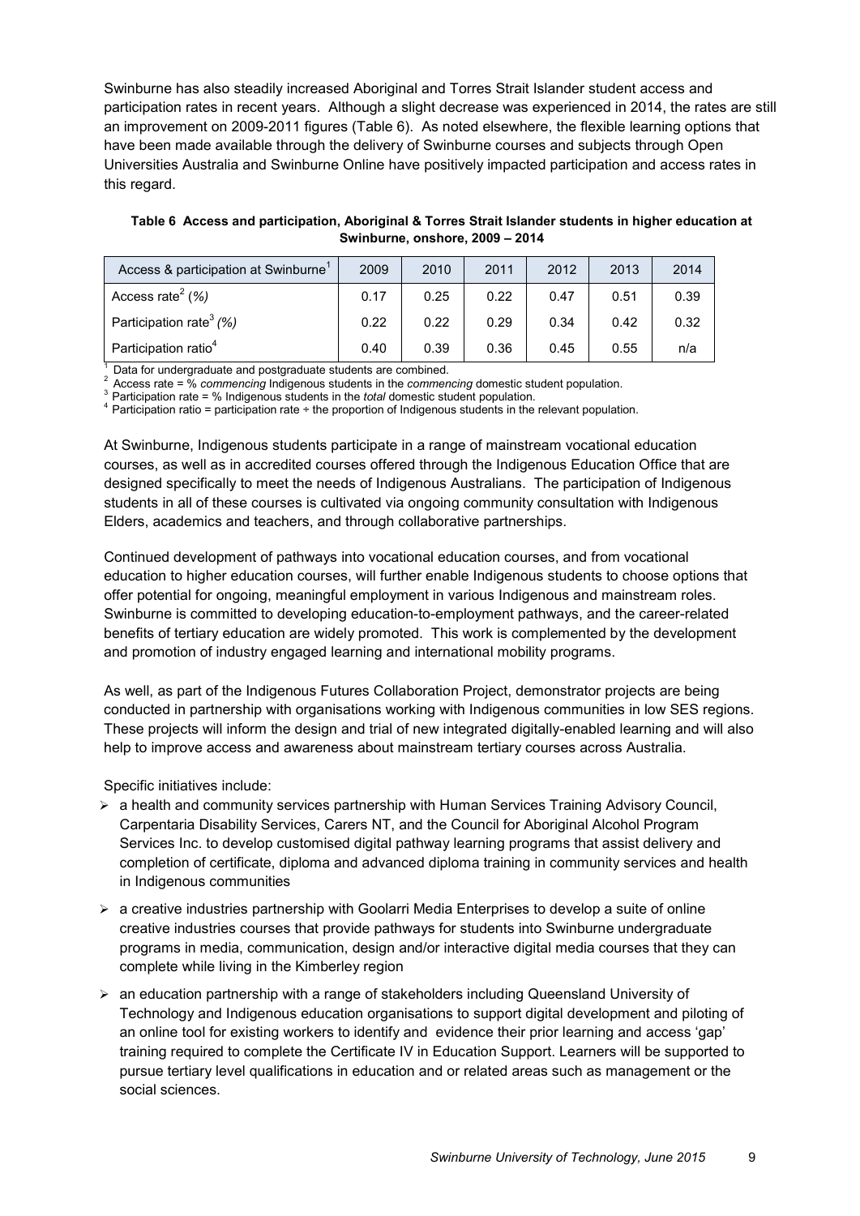Swinburne has also steadily increased Aboriginal and Torres Strait Islander student access and participation rates in recent years. Although a slight decrease was experienced in 2014, the rates are still an improvement on 2009-2011 figures (Table 6). As noted elsewhere, the flexible learning options that have been made available through the delivery of Swinburne courses and subjects through Open Universities Australia and Swinburne Online have positively impacted participation and access rates in this regard.

**Table 6 Access and participation, Aboriginal & Torres Strait Islander students in higher education at Swinburne, onshore, 2009 – 2014**

| Access & participation at Swinburne[1] | 2009 | 2010 | 2011 | 2012 | 2013 | 2014 |
|---|---|---|---|---|---|---|
| Access rate[2] *(%)* | 0.17 | 0.25 | 0.22 | 0.47 | 0.51 | 0.39 |
| Participation rate[3] *(%)* | 0.22 | 0.22 | 0.29 | 0.34 | 0.42 | 0.32 |
| Participation ratio[4] | 0.40 | 0.39 | 0.36 | 0.45 | 0.55 | n/a |

[1] Data for undergraduate and postgraduate students are combined.
[2] Access rate = % *commencing* Indigenous students in the *commencing* domestic student population.
[3] Participation rate = % Indigenous students in the *total* domestic student population.
[4] Participation ratio = participation rate ÷ the proportion of Indigenous students in the relevant population.

At Swinburne, Indigenous students participate in a range of mainstream vocational education courses, as well as in accredited courses offered through the Indigenous Education Office that are designed specifically to meet the needs of Indigenous Australians. The participation of Indigenous students in all of these courses is cultivated via ongoing community consultation with Indigenous Elders, academics and teachers, and through collaborative partnerships.

Continued development of pathways into vocational education courses, and from vocational education to higher education courses, will further enable Indigenous students to choose options that offer potential for ongoing, meaningful employment in various Indigenous and mainstream roles. Swinburne is committed to developing education-to-employment pathways, and the career-related benefits of tertiary education are widely promoted. This work is complemented by the development and promotion of industry engaged learning and international mobility programs.

As well, as part of the Indigenous Futures Collaboration Project, demonstrator projects are being conducted in partnership with organisations working with Indigenous communities in low SES regions. These projects will inform the design and trial of new integrated digitally-enabled learning and will also help to improve access and awareness about mainstream tertiary courses across Australia.

Specific initiatives include:

- a health and community services partnership with Human Services Training Advisory Council, Carpentaria Disability Services, Carers NT, and the Council for Aboriginal Alcohol Program Services Inc. to develop customised digital pathway learning programs that assist delivery and completion of certificate, diploma and advanced diploma training in community services and health in Indigenous communities
- a creative industries partnership with Goolarri Media Enterprises to develop a suite of online creative industries courses that provide pathways for students into Swinburne undergraduate programs in media, communication, design and/or interactive digital media courses that they can complete while living in the Kimberley region
- an education partnership with a range of stakeholders including Queensland University of Technology and Indigenous education organisations to support digital development and piloting of an online tool for existing workers to identify and evidence their prior learning and access 'gap' training required to complete the Certificate IV in Education Support. Learners will be supported to pursue tertiary level qualifications in education and or related areas such as management or the social sciences.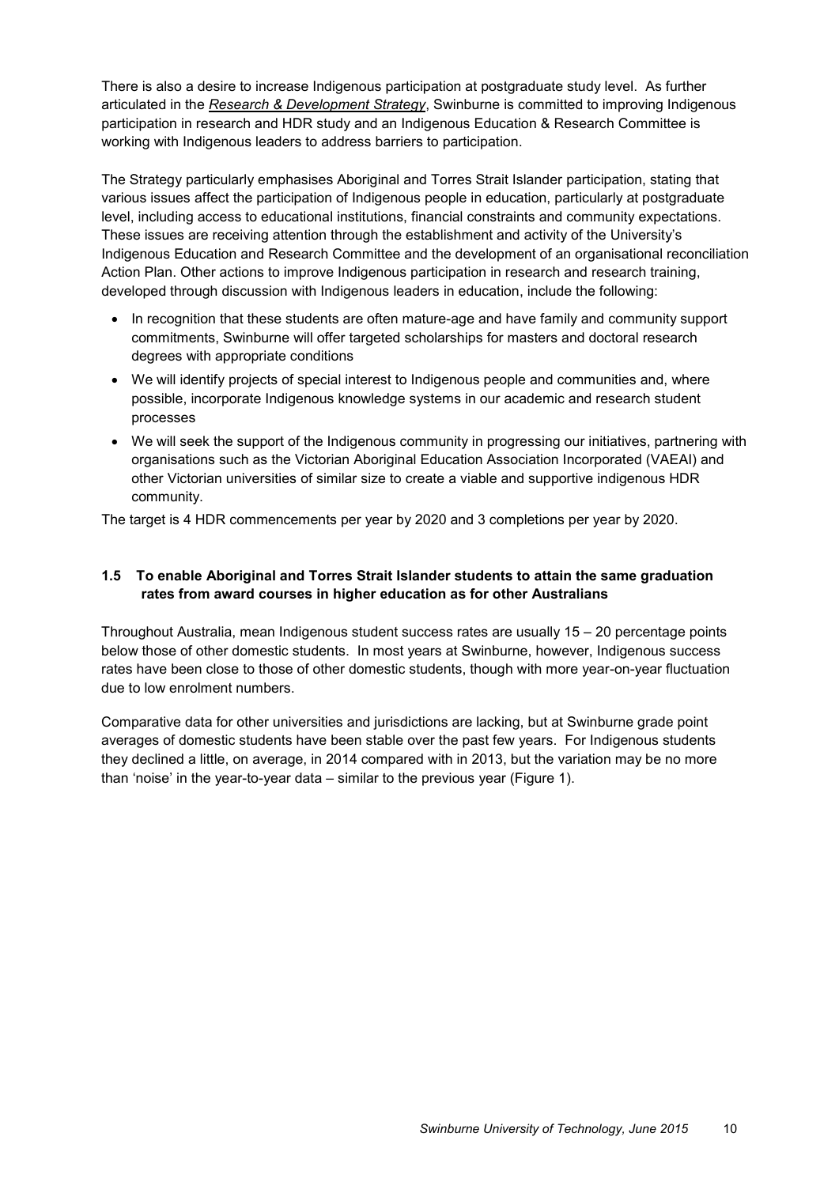There is also a desire to increase Indigenous participation at postgraduate study level. As further articulated in the ***Research & Development Strategy***, Swinburne is committed to improving Indigenous participation in research and HDR study and an Indigenous Education & Research Committee is working with Indigenous leaders to address barriers to participation.

The Strategy particularly emphasises Aboriginal and Torres Strait Islander participation, stating that various issues affect the participation of Indigenous people in education, particularly at postgraduate level, including access to educational institutions, financial constraints and community expectations. These issues are receiving attention through the establishment and activity of the University's Indigenous Education and Research Committee and the development of an organisational reconciliation Action Plan. Other actions to improve Indigenous participation in research and research training, developed through discussion with Indigenous leaders in education, include the following:

- In recognition that these students are often mature-age and have family and community support commitments, Swinburne will offer targeted scholarships for masters and doctoral research degrees with appropriate conditions
- We will identify projects of special interest to Indigenous people and communities and, where possible, incorporate Indigenous knowledge systems in our academic and research student processes
- We will seek the support of the Indigenous community in progressing our initiatives, partnering with organisations such as the Victorian Aboriginal Education Association Incorporated (VAEAI) and other Victorian universities of similar size to create a viable and supportive indigenous HDR community.

The target is 4 HDR commencements per year by 2020 and 3 completions per year by 2020.

### 1.5 To enable Aboriginal and Torres Strait Islander students to attain the same graduation rates from award courses in higher education as for other Australians

Throughout Australia, mean Indigenous student success rates are usually 15 – 20 percentage points below those of other domestic students. In most years at Swinburne, however, Indigenous success rates have been close to those of other domestic students, though with more year-on-year fluctuation due to low enrolment numbers.

Comparative data for other universities and jurisdictions are lacking, but at Swinburne grade point averages of domestic students have been stable over the past few years. For Indigenous students they declined a little, on average, in 2014 compared with in 2013, but the variation may be no more than 'noise' in the year-to-year data – similar to the previous year (Figure 1).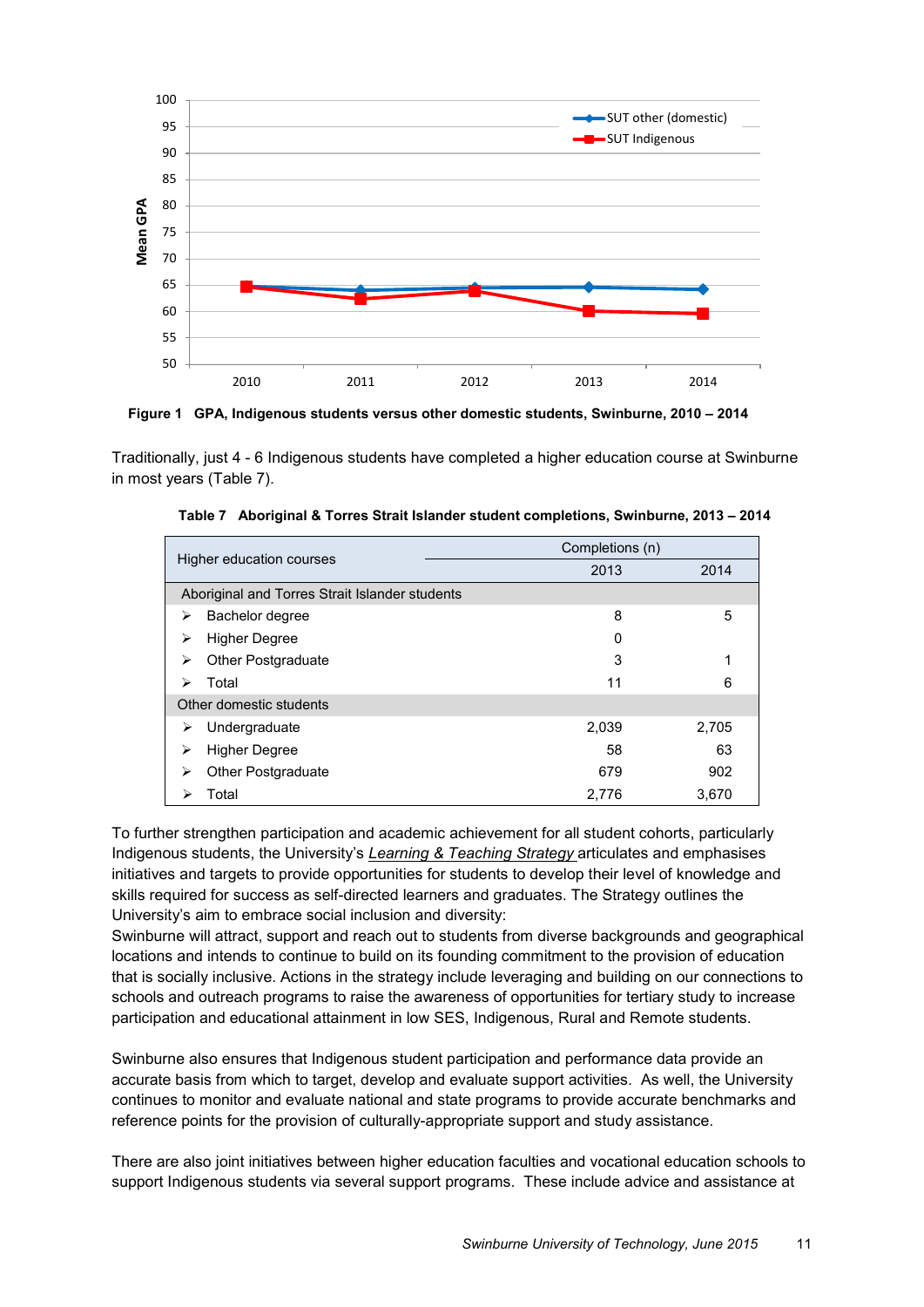**Figure 1 GPA, Indigenous students versus other domestic students, Swinburne, 2010 – 2014**

Traditionally, just 4 - 6 Indigenous students have completed a higher education course at Swinburne in most years (Table 7).

**Table 7 Aboriginal & Torres Strait Islander student completions, Swinburne, 2013 – 2014**

| Higher education courses | Completions (n) | |
|---|---|---|
| | 2013 | 2014 |
| **Aboriginal and Torres Strait Islander students** | | |
| ➢ Bachelor degree | 8 | 5 |
| ➢ Higher Degree | 0 | |
| ➢ Other Postgraduate | 3 | 1 |
| ➢ Total | 11 | 6 |
| **Other domestic students** | | |
| ➢ Undergraduate | 2,039 | 2,705 |
| ➢ Higher Degree | 58 | 63 |
| ➢ Other Postgraduate | 679 | 902 |
| ➢ Total | 2,776 | 3,670 |

To further strengthen participation and academic achievement for all student cohorts, particularly Indigenous students, the University's *Learning & Teaching Strategy* articulates and emphasises initiatives and targets to provide opportunities for students to develop their level of knowledge and skills required for success as self-directed learners and graduates. The Strategy outlines the University's aim to embrace social inclusion and diversity:
Swinburne will attract, support and reach out to students from diverse backgrounds and geographical locations and intends to continue to build on its founding commitment to the provision of education that is socially inclusive. Actions in the strategy include leveraging and building on our connections to schools and outreach programs to raise the awareness of opportunities for tertiary study to increase participation and educational attainment in low SES, Indigenous, Rural and Remote students.

Swinburne also ensures that Indigenous student participation and performance data provide an accurate basis from which to target, develop and evaluate support activities. As well, the University continues to monitor and evaluate national and state programs to provide accurate benchmarks and reference points for the provision of culturally-appropriate support and study assistance.

There are also joint initiatives between higher education faculties and vocational education schools to support Indigenous students via several support programs. These include advice and assistance at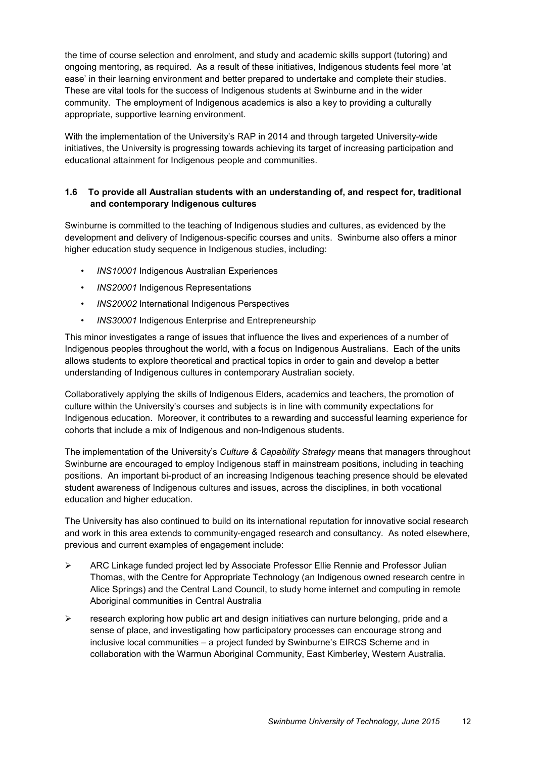the time of course selection and enrolment, and study and academic skills support (tutoring) and ongoing mentoring, as required. As a result of these initiatives, Indigenous students feel more 'at ease' in their learning environment and better prepared to undertake and complete their studies. These are vital tools for the success of Indigenous students at Swinburne and in the wider community. The employment of Indigenous academics is also a key to providing a culturally appropriate, supportive learning environment.

With the implementation of the University's RAP in 2014 and through targeted University-wide initiatives, the University is progressing towards achieving its target of increasing participation and educational attainment for Indigenous people and communities.

### 1.6 To provide all Australian students with an understanding of, and respect for, traditional and contemporary Indigenous cultures

Swinburne is committed to the teaching of Indigenous studies and cultures, as evidenced by the development and delivery of Indigenous-specific courses and units. Swinburne also offers a minor higher education study sequence in Indigenous studies, including:

- *INS10001* Indigenous Australian Experiences
- *INS20001* Indigenous Representations
- *INS20002* International Indigenous Perspectives
- *INS30001* Indigenous Enterprise and Entrepreneurship

This minor investigates a range of issues that influence the lives and experiences of a number of Indigenous peoples throughout the world, with a focus on Indigenous Australians. Each of the units allows students to explore theoretical and practical topics in order to gain and develop a better understanding of Indigenous cultures in contemporary Australian society.

Collaboratively applying the skills of Indigenous Elders, academics and teachers, the promotion of culture within the University's courses and subjects is in line with community expectations for Indigenous education. Moreover, it contributes to a rewarding and successful learning experience for cohorts that include a mix of Indigenous and non-Indigenous students.

The implementation of the University's *Culture & Capability Strategy* means that managers throughout Swinburne are encouraged to employ Indigenous staff in mainstream positions, including in teaching positions. An important bi-product of an increasing Indigenous teaching presence should be elevated student awareness of Indigenous cultures and issues, across the disciplines, in both vocational education and higher education.

The University has also continued to build on its international reputation for innovative social research and work in this area extends to community-engaged research and consultancy. As noted elsewhere, previous and current examples of engagement include:

- ARC Linkage funded project led by Associate Professor Ellie Rennie and Professor Julian Thomas, with the Centre for Appropriate Technology (an Indigenous owned research centre in Alice Springs) and the Central Land Council, to study home internet and computing in remote Aboriginal communities in Central Australia
- research exploring how public art and design initiatives can nurture belonging, pride and a sense of place, and investigating how participatory processes can encourage strong and inclusive local communities – a project funded by Swinburne's EIRCS Scheme and in collaboration with the Warmun Aboriginal Community, East Kimberley, Western Australia.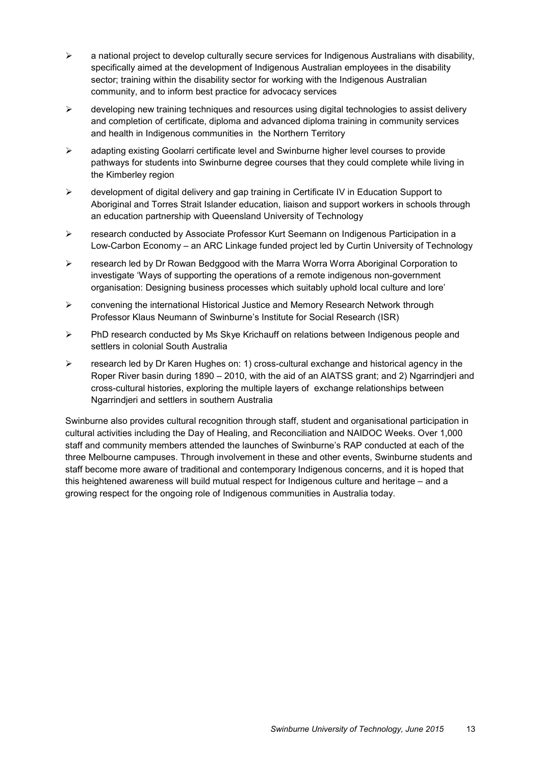- a national project to develop culturally secure services for Indigenous Australians with disability, specifically aimed at the development of Indigenous Australian employees in the disability sector; training within the disability sector for working with the Indigenous Australian community, and to inform best practice for advocacy services
- developing new training techniques and resources using digital technologies to assist delivery and completion of certificate, diploma and advanced diploma training in community services and health in Indigenous communities in the Northern Territory
- adapting existing Goolarri certificate level and Swinburne higher level courses to provide pathways for students into Swinburne degree courses that they could complete while living in the Kimberley region
- development of digital delivery and gap training in Certificate IV in Education Support to Aboriginal and Torres Strait Islander education, liaison and support workers in schools through an education partnership with Queensland University of Technology
- research conducted by Associate Professor Kurt Seemann on Indigenous Participation in a Low-Carbon Economy – an ARC Linkage funded project led by Curtin University of Technology
- research led by Dr Rowan Bedggood with the Marra Worra Worra Aboriginal Corporation to investigate 'Ways of supporting the operations of a remote indigenous non-government organisation: Designing business processes which suitably uphold local culture and lore'
- convening the international Historical Justice and Memory Research Network through Professor Klaus Neumann of Swinburne's Institute for Social Research (ISR)
- PhD research conducted by Ms Skye Krichauff on relations between Indigenous people and settlers in colonial South Australia
- research led by Dr Karen Hughes on: 1) cross-cultural exchange and historical agency in the Roper River basin during 1890 – 2010, with the aid of an AIATSS grant; and 2) Ngarrindjeri and cross-cultural histories, exploring the multiple layers of exchange relationships between Ngarrindjeri and settlers in southern Australia

Swinburne also provides cultural recognition through staff, student and organisational participation in cultural activities including the Day of Healing, and Reconciliation and NAIDOC Weeks. Over 1,000 staff and community members attended the launches of Swinburne's RAP conducted at each of the three Melbourne campuses. Through involvement in these and other events, Swinburne students and staff become more aware of traditional and contemporary Indigenous concerns, and it is hoped that this heightened awareness will build mutual respect for Indigenous culture and heritage – and a growing respect for the ongoing role of Indigenous communities in Australia today.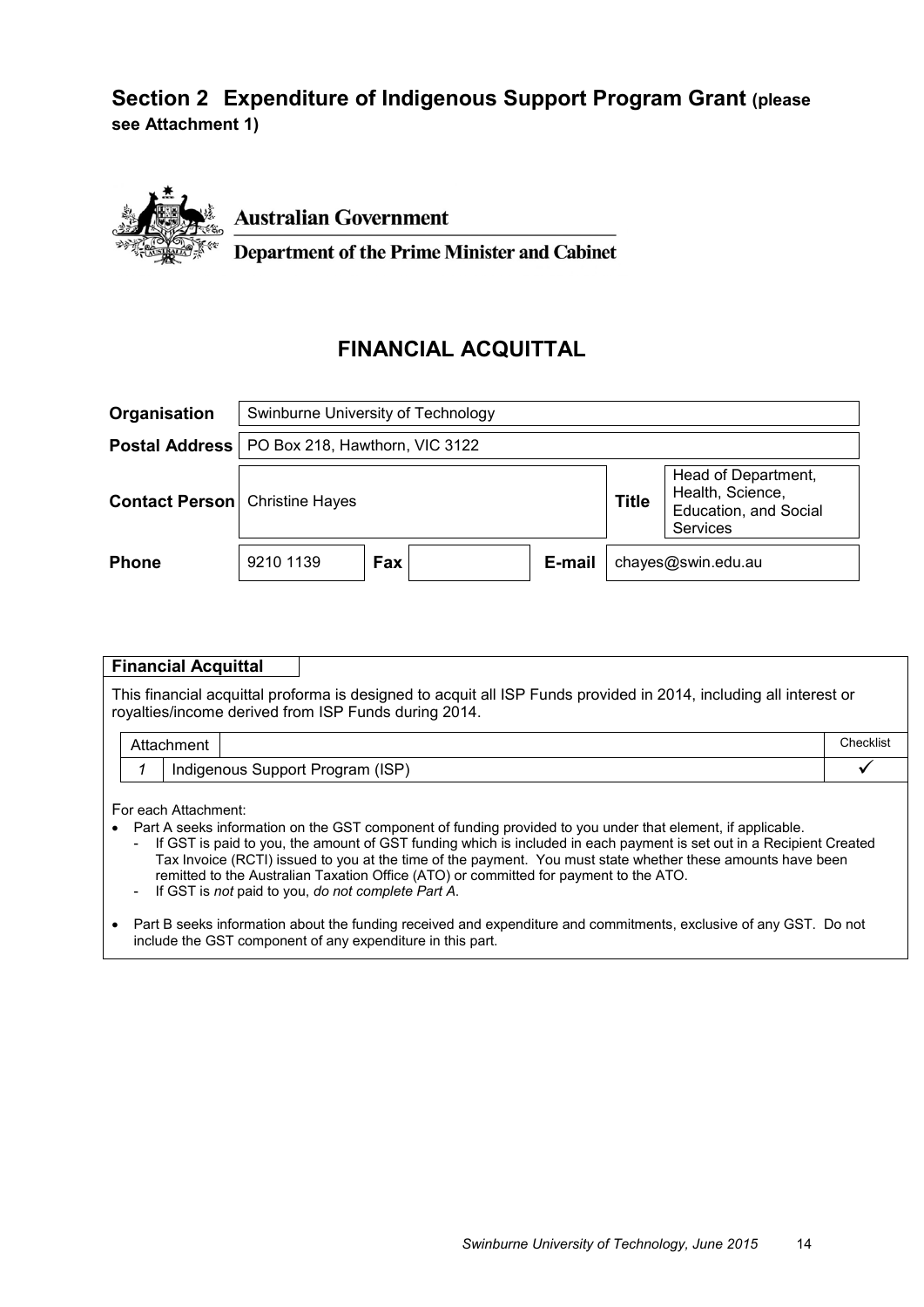## Section 2 Expenditure of Indigenous Support Program Grant (please see Attachment 1)

**Australian Government**

**Department of the Prime Minister and Cabinet**

## FINANCIAL ACQUITTAL

| | | | | | | |
|---|---|---|---|---|---|---|
| **Organisation** | Swinburne University of Technology | | | | | |
| **Postal Address** | PO Box 218, Hawthorn, VIC 3122 | | | | | |
| **Contact Person** | Christine Hayes | | | | **Title** | Head of Department, Health, Science, Education, and Social Services |
| **Phone** | 9210 1139 | **Fax** | | **E-mail** | chayes@swin.edu.au | |

**Financial Acquittal**

This financial acquittal proforma is designed to acquit all ISP Funds provided in 2014, including all interest or royalties/income derived from ISP Funds during 2014.

| Attachment | | Checklist |
|---|---|---|
| *1* | Indigenous Support Program (ISP) | ✓ |

For each Attachment:

- Part A seeks information on the GST component of funding provided to you under that element, if applicable.
  - If GST is paid to you, the amount of GST funding which is included in each payment is set out in a Recipient Created Tax Invoice (RCTI) issued to you at the time of the payment. You must state whether these amounts have been remitted to the Australian Taxation Office (ATO) or committed for payment to the ATO.
  - If GST is *not* paid to you, *do not complete Part A*.
- Part B seeks information about the funding received and expenditure and commitments, exclusive of any GST. Do not include the GST component of any expenditure in this part.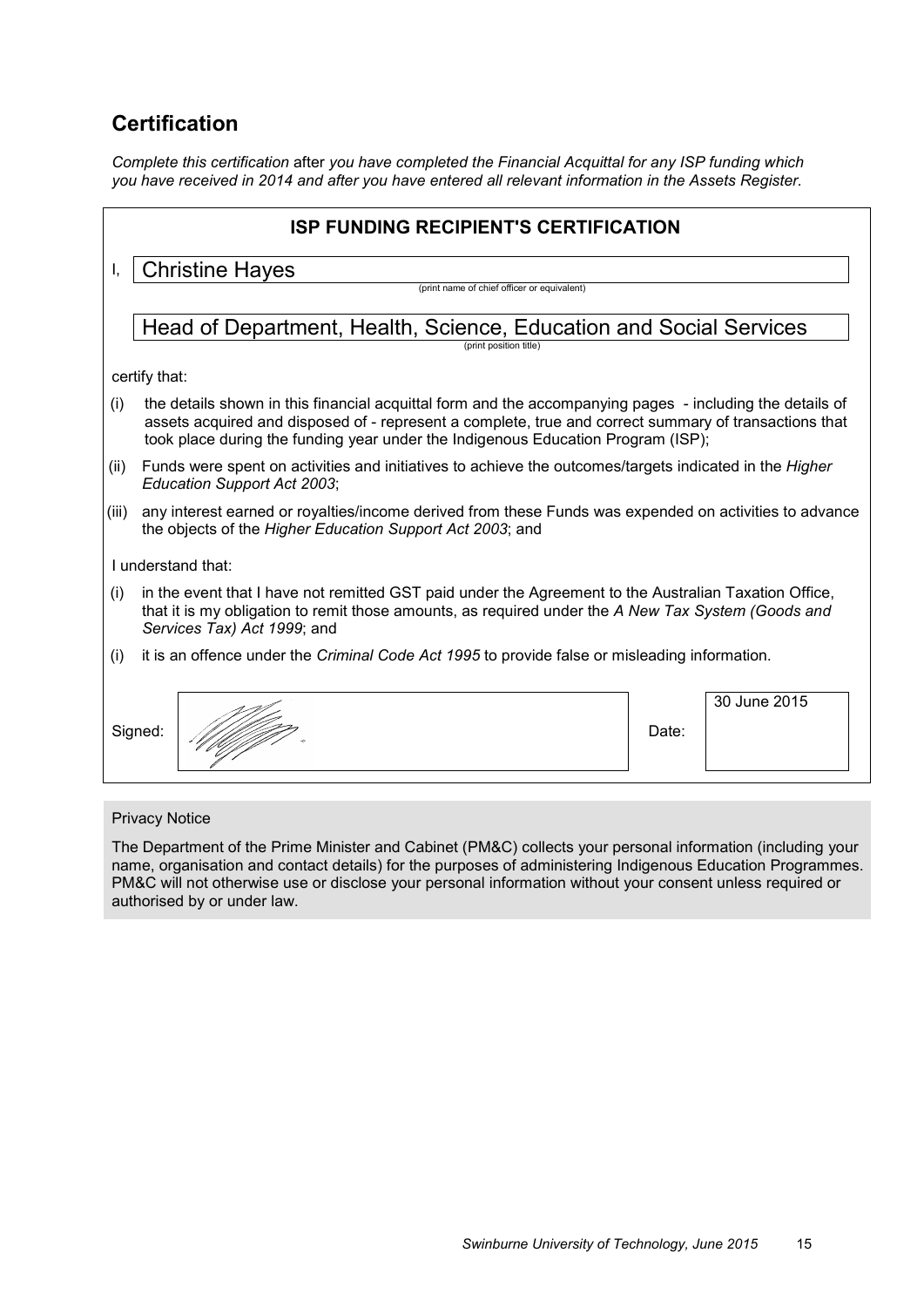## Certification

*Complete this certification* after *you have completed the Financial Acquittal for any ISP funding which you have received in 2014 and after you have entered all relevant information in the Assets Register.*

### ISP FUNDING RECIPIENT'S CERTIFICATION

I, Christine Hayes
(print name of chief officer or equivalent)

Head of Department, Health, Science, Education and Social Services
(print position title)

certify that:

(i) the details shown in this financial acquittal form and the accompanying pages - including the details of assets acquired and disposed of - represent a complete, true and correct summary of transactions that took place during the funding year under the Indigenous Education Program (ISP);

(ii) Funds were spent on activities and initiatives to achieve the outcomes/targets indicated in the *Higher Education Support Act 2003*;

(iii) any interest earned or royalties/income derived from these Funds was expended on activities to advance the objects of the *Higher Education Support Act 2003*; and

I understand that:

(i) in the event that I have not remitted GST paid under the Agreement to the Australian Taxation Office, that it is my obligation to remit those amounts, as required under the *A New Tax System (Goods and Services Tax) Act 1999*; and

(i) it is an offence under the *Criminal Code Act 1995* to provide false or misleading information.

Signed: [signature]

Date: 30 June 2015

Privacy Notice

The Department of the Prime Minister and Cabinet (PM&C) collects your personal information (including your name, organisation and contact details) for the purposes of administering Indigenous Education Programmes. PM&C will not otherwise use or disclose your personal information without your consent unless required or authorised by or under law.

*Swinburne University of Technology, June 2015*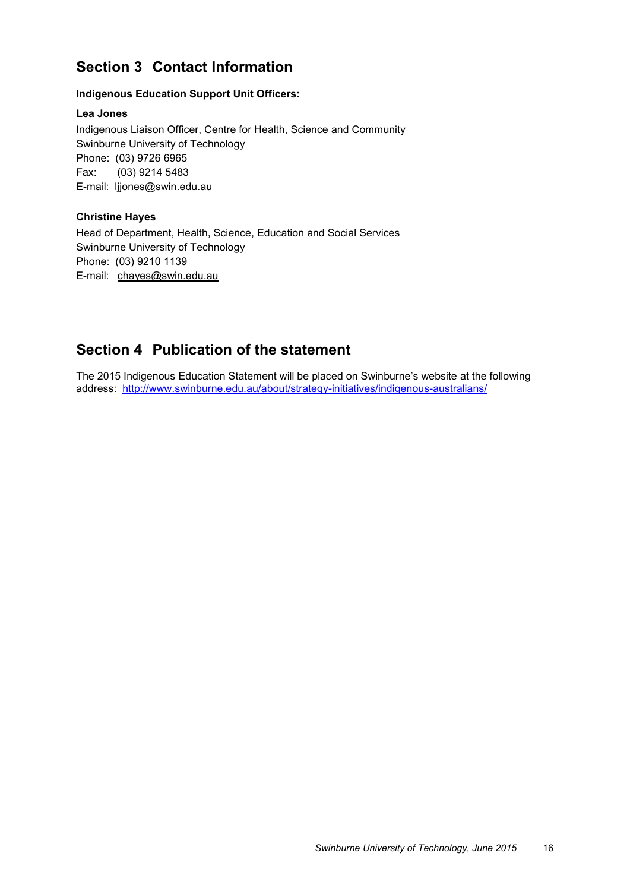## Section 3 Contact Information

**Indigenous Education Support Unit Officers:**

**Lea Jones**

Indigenous Liaison Officer, Centre for Health, Science and Community
Swinburne University of Technology
Phone: (03) 9726 6965
Fax: (03) 9214 5483
E-mail: ljjones@swin.edu.au

**Christine Hayes**

Head of Department, Health, Science, Education and Social Services
Swinburne University of Technology
Phone: (03) 9210 1139
E-mail: chayes@swin.edu.au

## Section 4 Publication of the statement

The 2015 Indigenous Education Statement will be placed on Swinburne's website at the following address: http://www.swinburne.edu.au/about/strategy-initiatives/indigenous-australians/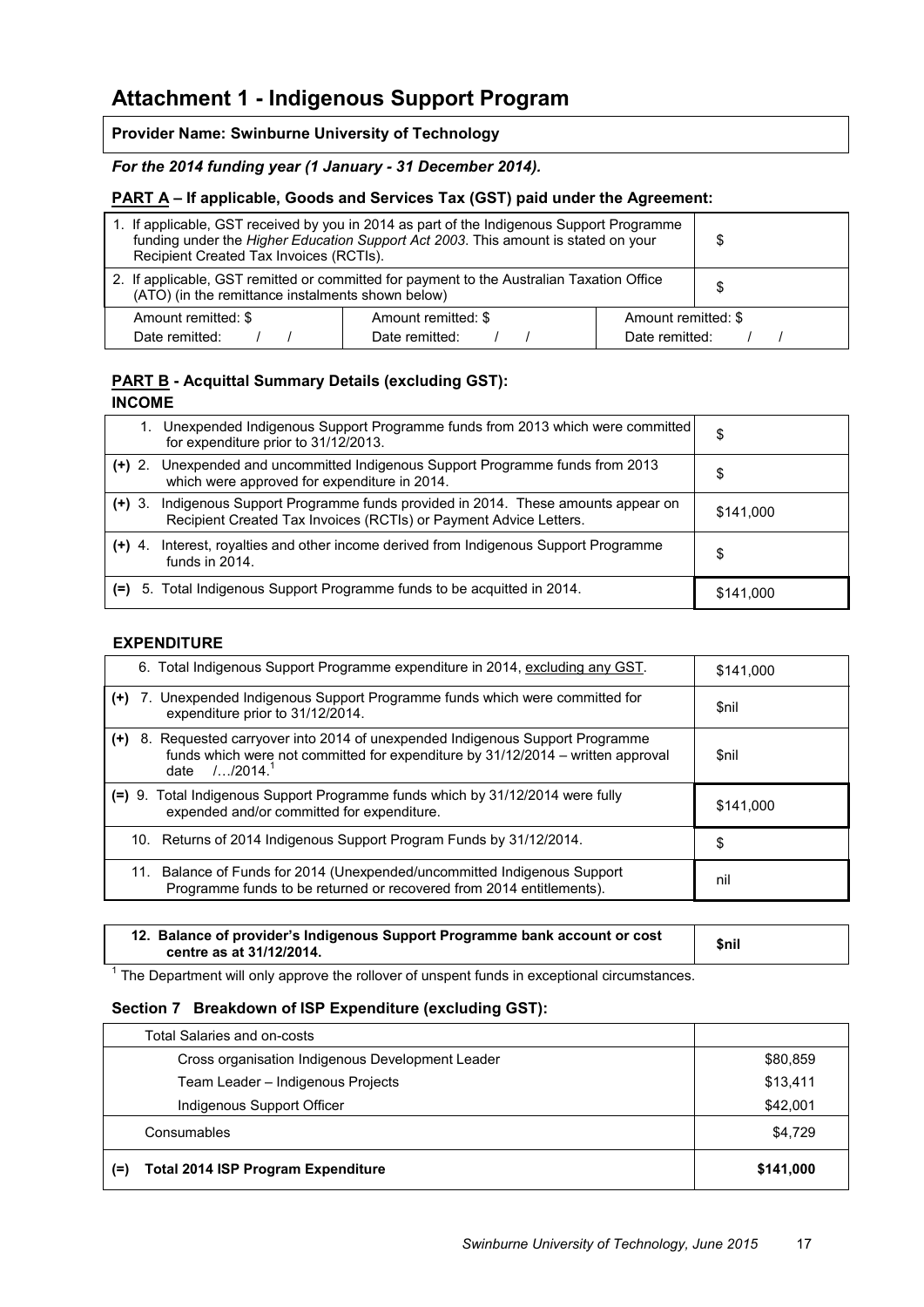# Attachment 1 - Indigenous Support Program

**Provider Name: Swinburne University of Technology**

***For the 2014 funding year (1 January - 31 December 2014).***

## PART A – If applicable, Goods and Services Tax (GST) paid under the Agreement:

| | | |
|---|---|---|
| 1. If applicable, GST received by you in 2014 as part of the Indigenous Support Programme funding under the *Higher Education Support Act 2003*. This amount is stated on your Recipient Created Tax Invoices (RCTIs). | | $ |
| 2. If applicable, GST remitted or committed for payment to the Australian Taxation Office (ATO) (in the remittance instalments shown below) | | $ |
| Amount remitted: $<br>Date remitted: / / | Amount remitted: $<br>Date remitted: / / | Amount remitted: $<br>Date remitted: / / |

## PART B - Acquittal Summary Details (excluding GST):

### INCOME

| | |
|---|---|
| 1. Unexpended Indigenous Support Programme funds from 2013 which were committed for expenditure prior to 31/12/2013. | $ |
| (+) 2. Unexpended and uncommitted Indigenous Support Programme funds from 2013 which were approved for expenditure in 2014. | $ |
| (+) 3. Indigenous Support Programme funds provided in 2014. These amounts appear on Recipient Created Tax Invoices (RCTIs) or Payment Advice Letters. | $141,000 |
| (+) 4. Interest, royalties and other income derived from Indigenous Support Programme funds in 2014. | $ |
| (=) 5. Total Indigenous Support Programme funds to be acquitted in 2014. | $141,000 |

### EXPENDITURE

| | |
|---|---|
| 6. Total Indigenous Support Programme expenditure in 2014, excluding any GST. | $141,000 |
| (+) 7. Unexpended Indigenous Support Programme funds which were committed for expenditure prior to 31/12/2014. | $nil |
| (+) 8. Requested carryover into 2014 of unexpended Indigenous Support Programme funds which were not committed for expenditure by 31/12/2014 – written approval date /…/2014.[1] | $nil |
| (=) 9. Total Indigenous Support Programme funds which by 31/12/2014 were fully expended and/or committed for expenditure. | $141,000 |
| 10. Returns of 2014 Indigenous Support Program Funds by 31/12/2014. | $ |
| 11. Balance of Funds for 2014 (Unexpended/uncommitted Indigenous Support Programme funds to be returned or recovered from 2014 entitlements). | nil |

| | |
|---|---|
| **12. Balance of provider's Indigenous Support Programme bank account or cost centre as at 31/12/2014.** | **$nil** |

[1] The Department will only approve the rollover of unspent funds in exceptional circumstances.

### Section 7 Breakdown of ISP Expenditure (excluding GST):

| | |
|---|---|
| Total Salaries and on-costs | |
| Cross organisation Indigenous Development Leader | $80,859 |
| Team Leader – Indigenous Projects | $13,411 |
| Indigenous Support Officer | $42,001 |
| Consumables | $4,729 |
| **(=) Total 2014 ISP Program Expenditure** | **$141,000** |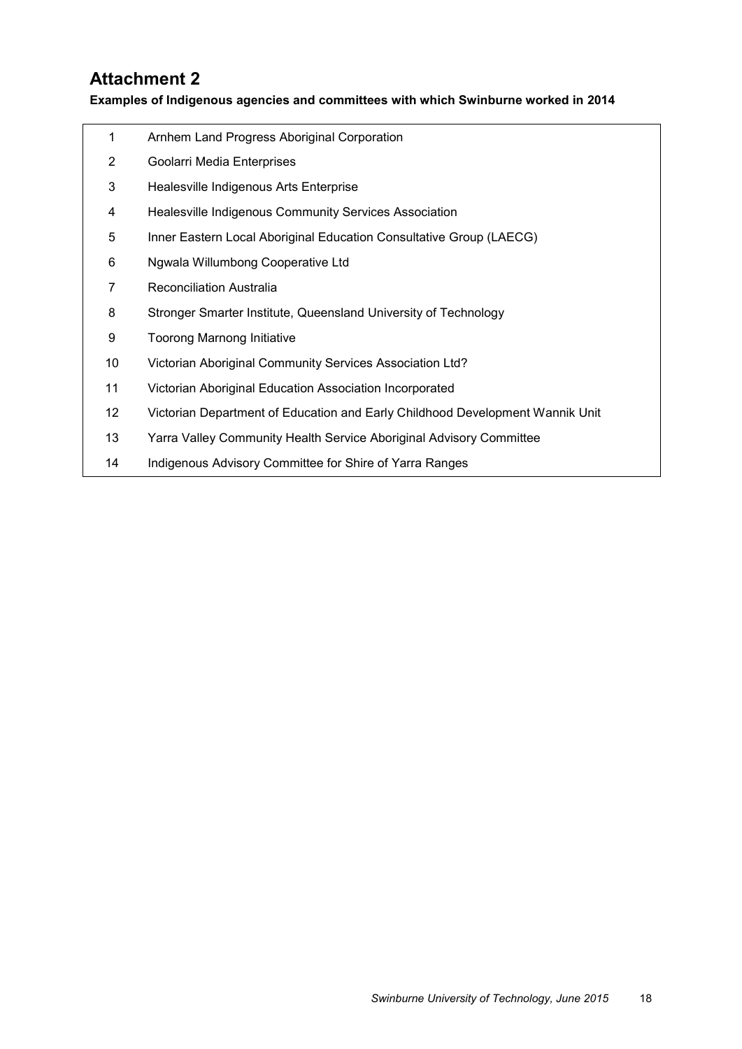# Attachment 2

**Examples of Indigenous agencies and committees with which Swinburne worked in 2014**

| | |
|---|---|
| 1 | Arnhem Land Progress Aboriginal Corporation |
| 2 | Goolarri Media Enterprises |
| 3 | Healesville Indigenous Arts Enterprise |
| 4 | Healesville Indigenous Community Services Association |
| 5 | Inner Eastern Local Aboriginal Education Consultative Group (LAECG) |
| 6 | Ngwala Willumbong Cooperative Ltd |
| 7 | Reconciliation Australia |
| 8 | Stronger Smarter Institute, Queensland University of Technology |
| 9 | Toorong Marnong Initiative |
| 10 | Victorian Aboriginal Community Services Association Ltd? |
| 11 | Victorian Aboriginal Education Association Incorporated |
| 12 | Victorian Department of Education and Early Childhood Development Wannik Unit |
| 13 | Yarra Valley Community Health Service Aboriginal Advisory Committee |
| 14 | Indigenous Advisory Committee for Shire of Yarra Ranges |